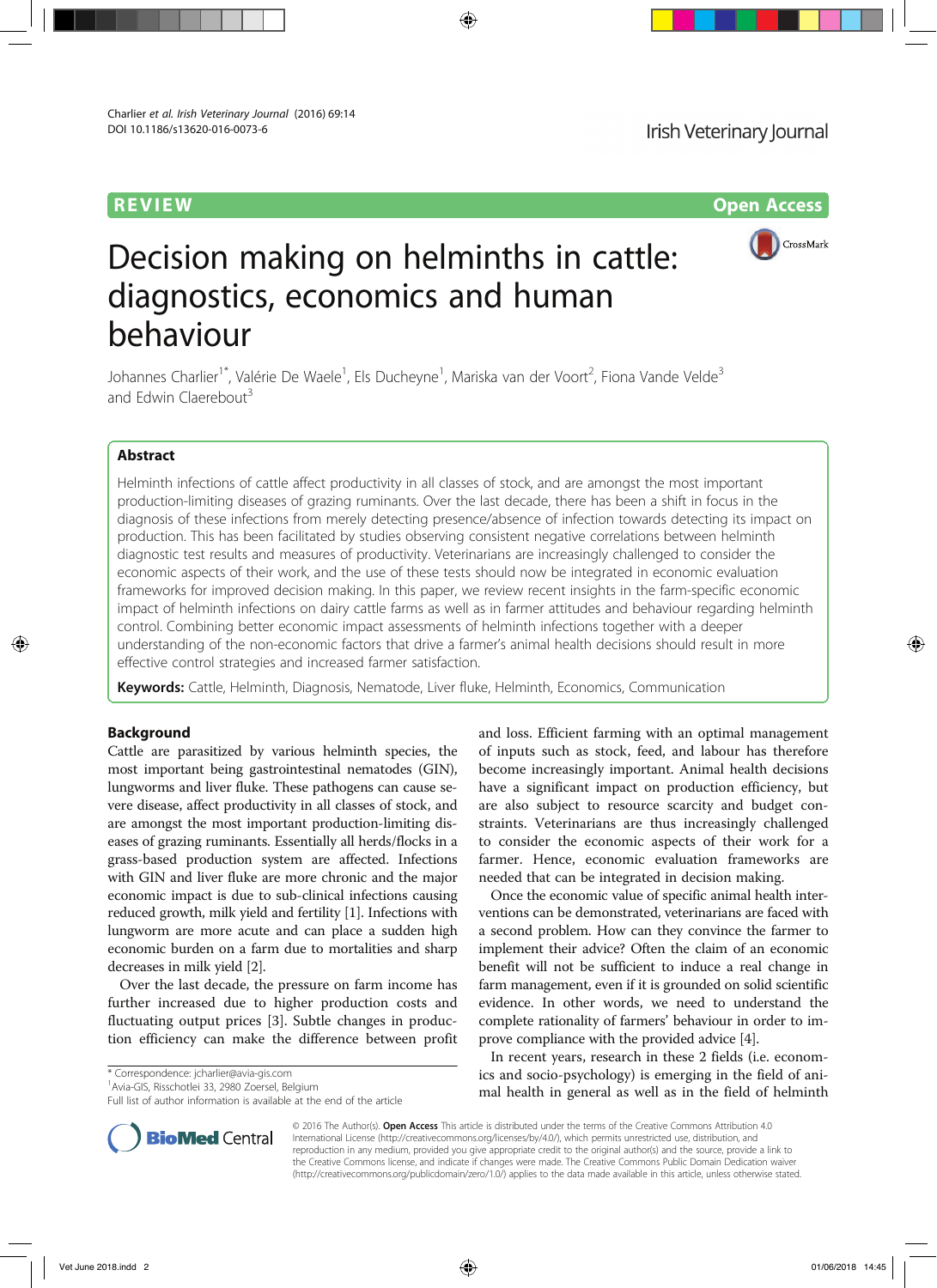REVIEW

Open Access

# Decision making on helminths in cattle: diagnostics, economics and human behaviour

Johannes Charlier[1*], Valérie De Waele[1], Els Ducheyne[1], Mariska van der Voort[2], Fiona Vande Velde[3] and Edwin Claerebout[3]

## Abstract

Helminth infections of cattle affect productivity in all classes of stock, and are amongst the most important production-limiting diseases of grazing ruminants. Over the last decade, there has been a shift in focus in the diagnosis of these infections from merely detecting presence/absence of infection towards detecting its impact on production. This has been facilitated by studies observing consistent negative correlations between helminth diagnostic test results and measures of productivity. Veterinarians are increasingly challenged to consider the economic aspects of their work, and the use of these tests should now be integrated in economic evaluation frameworks for improved decision making. In this paper, we review recent insights in the farm-specific economic impact of helminth infections on dairy cattle farms as well as in farmer attitudes and behaviour regarding helminth control. Combining better economic impact assessments of helminth infections together with a deeper understanding of the non-economic factors that drive a farmer's animal health decisions should result in more effective control strategies and increased farmer satisfaction.

**Keywords:** Cattle, Helminth, Diagnosis, Nematode, Liver fluke, Helminth, Economics, Communication

## Background

Cattle are parasitized by various helminth species, the most important being gastrointestinal nematodes (GIN), lungworms and liver fluke. These pathogens can cause severe disease, affect productivity in all classes of stock, and are amongst the most important production-limiting diseases of grazing ruminants. Essentially all herds/flocks in a grass-based production system are affected. Infections with GIN and liver fluke are more chronic and the major economic impact is due to sub-clinical infections causing reduced growth, milk yield and fertility [1]. Infections with lungworm are more acute and can place a sudden high economic burden on a farm due to mortalities and sharp decreases in milk yield [2].

Over the last decade, the pressure on farm income has further increased due to higher production costs and fluctuating output prices [3]. Subtle changes in production efficiency can make the difference between profit and loss. Efficient farming with an optimal management of inputs such as stock, feed, and labour has therefore become increasingly important. Animal health decisions have a significant impact on production efficiency, but are also subject to resource scarcity and budget constraints. Veterinarians are thus increasingly challenged to consider the economic aspects of their work for a farmer. Hence, economic evaluation frameworks are needed that can be integrated in decision making.

Once the economic value of specific animal health interventions can be demonstrated, veterinarians are faced with a second problem. How can they convince the farmer to implement their advice? Often the claim of an economic benefit will not be sufficient to induce a real change in farm management, even if it is grounded on solid scientific evidence. In other words, we need to understand the complete rationality of farmers' behaviour in order to improve compliance with the provided advice [4].

In recent years, research in these 2 fields (i.e. economics and socio-psychology) is emerging in the field of animal health in general as well as in the field of helminth

\* Correspondence: jcharlier@avia-gis.com
[1]Avia-GIS, Risschotlei 33, 2980 Zoersel, Belgium
Full list of author information is available at the end of the article

© 2016 The Author(s). **Open Access** This article is distributed under the terms of the Creative Commons Attribution 4.0 International License (http://creativecommons.org/licenses/by/4.0/), which permits unrestricted use, distribution, and reproduction in any medium, provided you give appropriate credit to the original author(s) and the source, provide a link to the Creative Commons license, and indicate if changes were made. The Creative Commons Public Domain Dedication waiver (http://creativecommons.org/publicdomain/zero/1.0/) applies to the data made available in this article, unless otherwise stated.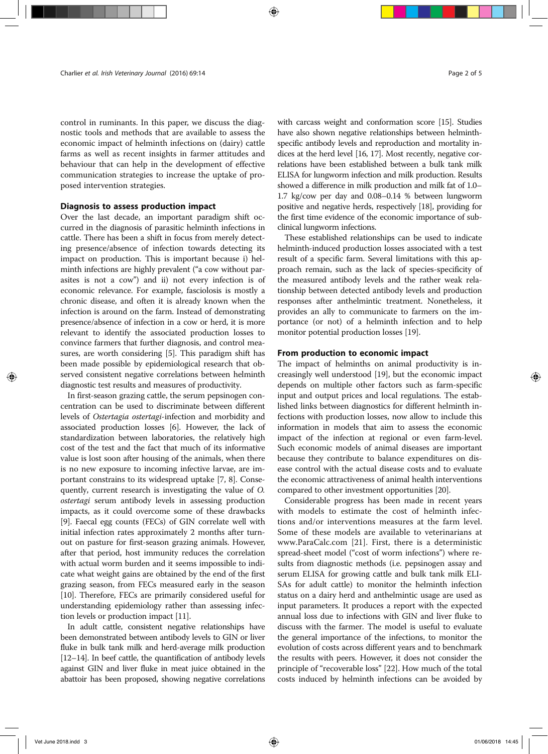control in ruminants. In this paper, we discuss the diagnostic tools and methods that are available to assess the economic impact of helminth infections on (dairy) cattle farms as well as recent insights in farmer attitudes and behaviour that can help in the development of effective communication strategies to increase the uptake of proposed intervention strategies.

## Diagnosis to assess production impact

Over the last decade, an important paradigm shift occurred in the diagnosis of parasitic helminth infections in cattle. There has been a shift in focus from merely detecting presence/absence of infection towards detecting its impact on production. This is important because i) helminth infections are highly prevalent ("a cow without parasites is not a cow") and ii) not every infection is of economic relevance. For example, fasciolosis is mostly a chronic disease, and often it is already known when the infection is around on the farm. Instead of demonstrating presence/absence of infection in a cow or herd, it is more relevant to identify the associated production losses to convince farmers that further diagnosis, and control measures, are worth considering [5]. This paradigm shift has been made possible by epidemiological research that observed consistent negative correlations between helminth diagnostic test results and measures of productivity.

In first-season grazing cattle, the serum pepsinogen concentration can be used to discriminate between different levels of *Ostertagia ostertagi*-infection and morbidity and associated production losses [6]. However, the lack of standardization between laboratories, the relatively high cost of the test and the fact that much of its informative value is lost soon after housing of the animals, when there is no new exposure to incoming infective larvae, are important constrains to its widespread uptake [7, 8]. Consequently, current research is investigating the value of *O. ostertagi* serum antibody levels in assessing production impacts, as it could overcome some of these drawbacks [9]. Faecal egg counts (FECs) of GIN correlate well with initial infection rates approximately 2 months after turnout on pasture for first-season grazing animals. However, after that period, host immunity reduces the correlation with actual worm burden and it seems impossible to indicate what weight gains are obtained by the end of the first grazing season, from FECs measured early in the season [10]. Therefore, FECs are primarily considered useful for understanding epidemiology rather than assessing infection levels or production impact [11].

In adult cattle, consistent negative relationships have been demonstrated between antibody levels to GIN or liver fluke in bulk tank milk and herd-average milk production [12–14]. In beef cattle, the quantification of antibody levels against GIN and liver fluke in meat juice obtained in the abattoir has been proposed, showing negative correlations with carcass weight and conformation score [15]. Studies have also shown negative relationships between helminth-specific antibody levels and reproduction and mortality indices at the herd level [16, 17]. Most recently, negative correlations have been established between a bulk tank milk ELISA for lungworm infection and milk production. Results showed a difference in milk production and milk fat of 1.0–1.7 kg/cow per day and 0.08–0.14 % between lungworm positive and negative herds, respectively [18], providing for the first time evidence of the economic importance of subclinical lungworm infections.

These established relationships can be used to indicate helminth-induced production losses associated with a test result of a specific farm. Several limitations with this approach remain, such as the lack of species-specificity of the measured antibody levels and the rather weak relationship between detected antibody levels and production responses after anthelmintic treatment. Nonetheless, it provides an ally to communicate to farmers on the importance (or not) of a helminth infection and to help monitor potential production losses [19].

## From production to economic impact

The impact of helminths on animal productivity is increasingly well understood [19], but the economic impact depends on multiple other factors such as farm-specific input and output prices and local regulations. The established links between diagnostics for different helminth infections with production losses, now allow to include this information in models that aim to assess the economic impact of the infection at regional or even farm-level. Such economic models of animal diseases are important because they contribute to balance expenditures on disease control with the actual disease costs and to evaluate the economic attractiveness of animal health interventions compared to other investment opportunities [20].

Considerable progress has been made in recent years with models to estimate the cost of helminth infections and/or interventions measures at the farm level. Some of these models are available to veterinarians at www.ParaCalc.com [21]. First, there is a deterministic spread-sheet model ("cost of worm infections") where results from diagnostic methods (i.e. pepsinogen assay and serum ELISA for growing cattle and bulk tank milk ELISAs for adult cattle) to monitor the helminth infection status on a dairy herd and anthelmintic usage are used as input parameters. It produces a report with the expected annual loss due to infections with GIN and liver fluke to discuss with the farmer. The model is useful to evaluate the general importance of the infections, to monitor the evolution of costs across different years and to benchmark the results with peers. However, it does not consider the principle of "recoverable loss" [22]. How much of the total costs induced by helminth infections can be avoided by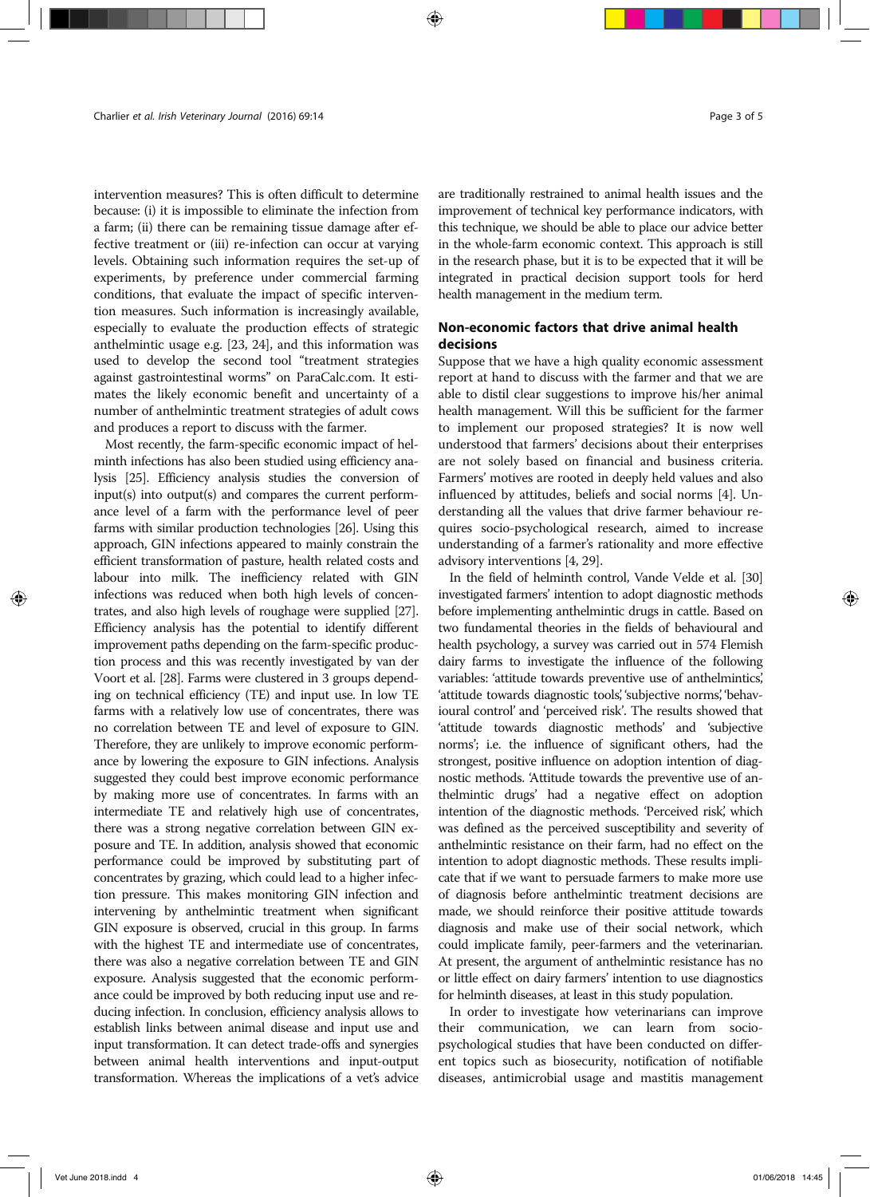intervention measures? This is often difficult to determine because: (i) it is impossible to eliminate the infection from a farm; (ii) there can be remaining tissue damage after effective treatment or (iii) re-infection can occur at varying levels. Obtaining such information requires the set-up of experiments, by preference under commercial farming conditions, that evaluate the impact of specific intervention measures. Such information is increasingly available, especially to evaluate the production effects of strategic anthelmintic usage e.g. [23, 24], and this information was used to develop the second tool "treatment strategies against gastrointestinal worms" on ParaCalc.com. It estimates the likely economic benefit and uncertainty of a number of anthelmintic treatment strategies of adult cows and produces a report to discuss with the farmer.

Most recently, the farm-specific economic impact of helminth infections has also been studied using efficiency analysis [25]. Efficiency analysis studies the conversion of input(s) into output(s) and compares the current performance level of a farm with the performance level of peer farms with similar production technologies [26]. Using this approach, GIN infections appeared to mainly constrain the efficient transformation of pasture, health related costs and labour into milk. The inefficiency related with GIN infections was reduced when both high levels of concentrates, and also high levels of roughage were supplied [27]. Efficiency analysis has the potential to identify different improvement paths depending on the farm-specific production process and this was recently investigated by van der Voort et al. [28]. Farms were clustered in 3 groups depending on technical efficiency (TE) and input use. In low TE farms with a relatively low use of concentrates, there was no correlation between TE and level of exposure to GIN. Therefore, they are unlikely to improve economic performance by lowering the exposure to GIN infections. Analysis suggested they could best improve economic performance by making more use of concentrates. In farms with an intermediate TE and relatively high use of concentrates, there was a strong negative correlation between GIN exposure and TE. In addition, analysis showed that economic performance could be improved by substituting part of concentrates by grazing, which could lead to a higher infection pressure. This makes monitoring GIN infection and intervening by anthelmintic treatment when significant GIN exposure is observed, crucial in this group. In farms with the highest TE and intermediate use of concentrates, there was also a negative correlation between TE and GIN exposure. Analysis suggested that the economic performance could be improved by both reducing input use and reducing infection. In conclusion, efficiency analysis allows to establish links between animal disease and input use and input transformation. It can detect trade-offs and synergies between animal health interventions and input-output transformation. Whereas the implications of a vet's advice are traditionally restrained to animal health issues and the improvement of technical key performance indicators, with this technique, we should be able to place our advice better in the whole-farm economic context. This approach is still in the research phase, but it is to be expected that it will be integrated in practical decision support tools for herd health management in the medium term.

## Non-economic factors that drive animal health decisions

Suppose that we have a high quality economic assessment report at hand to discuss with the farmer and that we are able to distil clear suggestions to improve his/her animal health management. Will this be sufficient for the farmer to implement our proposed strategies? It is now well understood that farmers' decisions about their enterprises are not solely based on financial and business criteria. Farmers' motives are rooted in deeply held values and also influenced by attitudes, beliefs and social norms [4]. Understanding all the values that drive farmer behaviour requires socio-psychological research, aimed to increase understanding of a farmer's rationality and more effective advisory interventions [4, 29].

In the field of helminth control, Vande Velde et al. [30] investigated farmers' intention to adopt diagnostic methods before implementing anthelmintic drugs in cattle. Based on two fundamental theories in the fields of behavioural and health psychology, a survey was carried out in 574 Flemish dairy farms to investigate the influence of the following variables: 'attitude towards preventive use of anthelmintics,' 'attitude towards diagnostic tools,' 'subjective norms,' 'behavioural control' and 'perceived risk'. The results showed that 'attitude towards diagnostic methods' and 'subjective norms'; i.e. the influence of significant others, had the strongest, positive influence on adoption intention of diagnostic methods. 'Attitude towards the preventive use of anthelmintic drugs' had a negative effect on adoption intention of the diagnostic methods. 'Perceived risk,' which was defined as the perceived susceptibility and severity of anthelmintic resistance on their farm, had no effect on the intention to adopt diagnostic methods. These results implicate that if we want to persuade farmers to make more use of diagnosis before anthelmintic treatment decisions are made, we should reinforce their positive attitude towards diagnosis and make use of their social network, which could implicate family, peer-farmers and the veterinarian. At present, the argument of anthelmintic resistance has no or little effect on dairy farmers' intention to use diagnostics for helminth diseases, at least in this study population.

In order to investigate how veterinarians can improve their communication, we can learn from socio-psychological studies that have been conducted on different topics such as biosecurity, notification of notifiable diseases, antimicrobial usage and mastitis management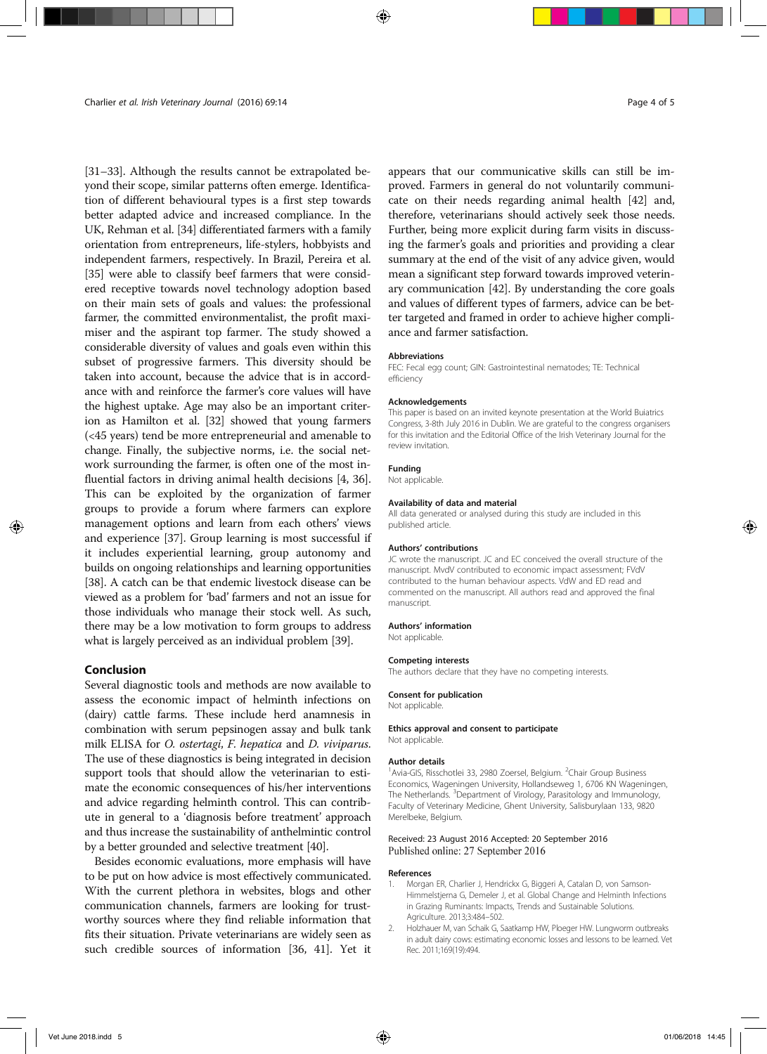[31–33]. Although the results cannot be extrapolated beyond their scope, similar patterns often emerge. Identification of different behavioural types is a first step towards better adapted advice and increased compliance. In the UK, Rehman et al. [34] differentiated farmers with a family orientation from entrepreneurs, life-stylers, hobbyists and independent farmers, respectively. In Brazil, Pereira et al. [35] were able to classify beef farmers that were considered receptive towards novel technology adoption based on their main sets of goals and values: the professional farmer, the committed environmentalist, the profit maximiser and the aspirant top farmer. The study showed a considerable diversity of values and goals even within this subset of progressive farmers. This diversity should be taken into account, because the advice that is in accordance with and reinforce the farmer's core values will have the highest uptake. Age may also be an important criterion as Hamilton et al. [32] showed that young farmers (<45 years) tend be more entrepreneurial and amenable to change. Finally, the subjective norms, i.e. the social network surrounding the farmer, is often one of the most influential factors in driving animal health decisions [4, 36]. This can be exploited by the organization of farmer groups to provide a forum where farmers can explore management options and learn from each others' views and experience [37]. Group learning is most successful if it includes experiential learning, group autonomy and builds on ongoing relationships and learning opportunities [38]. A catch can be that endemic livestock disease can be viewed as a problem for 'bad' farmers and not an issue for those individuals who manage their stock well. As such, there may be a low motivation to form groups to address what is largely perceived as an individual problem [39].

## Conclusion

Several diagnostic tools and methods are now available to assess the economic impact of helminth infections on (dairy) cattle farms. These include herd anamnesis in combination with serum pepsinogen assay and bulk tank milk ELISA for *O. ostertagi*, *F. hepatica* and *D. viviparus*. The use of these diagnostics is being integrated in decision support tools that should allow the veterinarian to estimate the economic consequences of his/her interventions and advice regarding helminth control. This can contribute in general to a 'diagnosis before treatment' approach and thus increase the sustainability of anthelmintic control by a better grounded and selective treatment [40].

Besides economic evaluations, more emphasis will have to be put on how advice is most effectively communicated. With the current plethora in websites, blogs and other communication channels, farmers are looking for trustworthy sources where they find reliable information that fits their situation. Private veterinarians are widely seen as such credible sources of information [36, 41]. Yet it appears that our communicative skills can still be improved. Farmers in general do not voluntarily communicate on their needs regarding animal health [42] and, therefore, veterinarians should actively seek those needs. Further, being more explicit during farm visits in discussing the farmer's goals and priorities and providing a clear summary at the end of the visit of any advice given, would mean a significant step forward towards improved veterinary communication [42]. By understanding the core goals and values of different types of farmers, advice can be better targeted and framed in order to achieve higher compliance and farmer satisfaction.

### Abbreviations

FEC: Fecal egg count; GIN: Gastrointestinal nematodes; TE: Technical efficiency

### Acknowledgements

This paper is based on an invited keynote presentation at the World Buiatrics Congress, 3-8th July 2016 in Dublin. We are grateful to the congress organisers for this invitation and the Editorial Office of the Irish Veterinary Journal for the review invitation.

### Funding

Not applicable.

### Availability of data and material

All data generated or analysed during this study are included in this published article.

### Authors' contributions

JC wrote the manuscript. JC and EC conceived the overall structure of the manuscript. MvdV contributed to economic impact assessment; FVdV contributed to the human behaviour aspects. VdW and ED read and commented on the manuscript. All authors read and approved the final manuscript.

### Authors' information

Not applicable.

### Competing interests

The authors declare that they have no competing interests.

### Consent for publication

Not applicable.

### Ethics approval and consent to participate

Not applicable.

### Author details

[1]Avia-GIS, Risschotlei 33, 2980 Zoersel, Belgium. [2]Chair Group Business Economics, Wageningen University, Hollandseweg 1, 6706 KN Wageningen, The Netherlands. [3]Department of Virology, Parasitology and Immunology, Faculty of Veterinary Medicine, Ghent University, Salisburylaan 133, 9820 Merelbeke, Belgium.

Received: 23 August 2016 Accepted: 20 September 2016
Published online: 27 September 2016

### References

1. Morgan ER, Charlier J, Hendrickx G, Biggeri A, Catalan D, von Samson-Himmelstjerna G, Demeler J, et al. Global Change and Helminth Infections in Grazing Ruminants: Impacts, Trends and Sustainable Solutions. Agriculture. 2013;3:484–502.
2. Holzhauer M, van Schaik G, Saatkamp HW, Ploeger HW. Lungworm outbreaks in adult dairy cows: estimating economic losses and lessons to be learned. Vet Rec. 2011;169(19):494.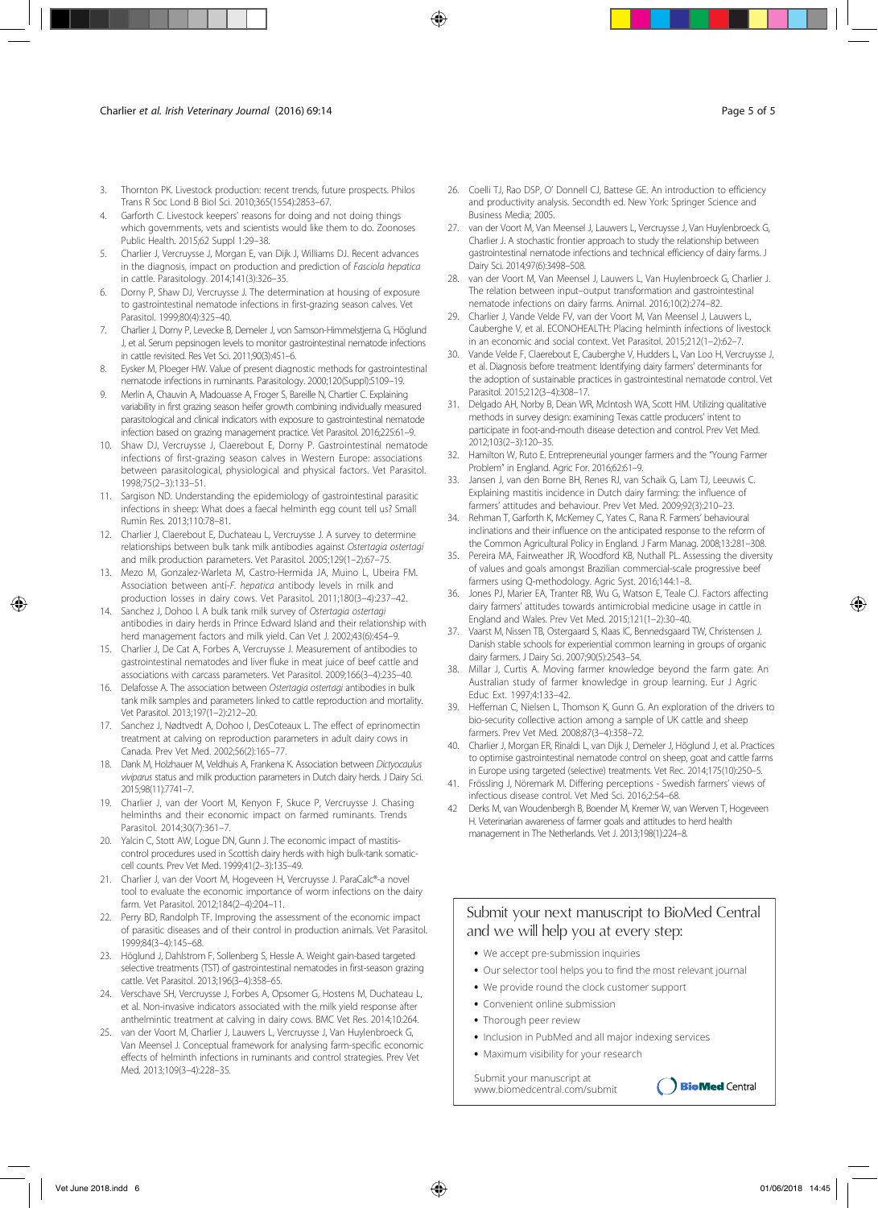3. Thornton PK. Livestock production: recent trends, future prospects. Philos Trans R Soc Lond B Biol Sci. 2010;365(1554):2853–67.
4. Garforth C. Livestock keepers' reasons for doing and not doing things which governments, vets and scientists would like them to do. Zoonoses Public Health. 2015;62 Suppl 1:29–38.
5. Charlier J, Vercruysse J, Morgan E, van Dijk J, Williams DJ. Recent advances in the diagnosis, impact on production and prediction of *Fasciola hepatica* in cattle. Parasitology. 2014;141(3):326–35.
6. Dorny P, Shaw DJ, Vercruysse J. The determination at housing of exposure to gastrointestinal nematode infections in first-grazing season calves. Vet Parasitol. 1999;80(4):325–40.
7. Charlier J, Dorny P, Levecke B, Demeler J, von Samson-Himmelstjerna G, Höglund J, et al. Serum pepsinogen levels to monitor gastrointestinal nematode infections in cattle revisited. Res Vet Sci. 2011;90(3):451–6.
8. Eysker M, Ploeger HW. Value of present diagnostic methods for gastrointestinal nematode infections in ruminants. Parasitology. 2000;120(Suppl):S109–19.
9. Merlin A, Chauvin A, Madouasse A, Froger S, Bareille N, Chartier C. Explaining variability in first grazing season heifer growth combining individually measured parasitological and clinical indicators with exposure to gastrointestinal nematode infection based on grazing management practice. Vet Parasitol. 2016;225:61–9.
10. Shaw DJ, Vercruysse J, Claerebout E, Dorny P. Gastrointestinal nematode infections of first-grazing season calves in Western Europe: associations between parasitological, physiological and physical factors. Vet Parasitol. 1998;75(2–3):133–51.
11. Sargison ND. Understanding the epidemiology of gastrointestinal parasitic infections in sheep: What does a faecal helminth egg count tell us? Small Rumin Res. 2013;110:78–81.
12. Charlier J, Claerebout E, Duchateau L, Vercruysse J. A survey to determine relationships between bulk tank milk antibodies against *Ostertagia ostertagi* and milk production parameters. Vet Parasitol. 2005;129(1–2):67–75.
13. Mezo M, Gonzalez-Warleta M, Castro-Hermida JA, Muino L, Ubeira FM. Association between anti-*F. hepatica* antibody levels in milk and production losses in dairy cows. Vet Parasitol. 2011;180(3–4):237–42.
14. Sanchez J, Dohoo I. A bulk tank milk survey of *Ostertagia ostertagi* antibodies in dairy herds in Prince Edward Island and their relationship with herd management factors and milk yield. Can Vet J. 2002;43(6):454–9.
15. Charlier J, De Cat A, Forbes A, Vercruysse J. Measurement of antibodies to gastrointestinal nematodes and liver fluke in meat juice of beef cattle and associations with carcass parameters. Vet Parasitol. 2009;166(3–4):235–40.
16. Delafosse A. The association between *Ostertagia ostertagi* antibodies in bulk tank milk samples and parameters linked to cattle reproduction and mortality. Vet Parasitol. 2013;197(1–2):212–20.
17. Sanchez J, Nødtvedt A, Dohoo I, DesCoteaux L. The effect of eprinomectin treatment at calving on reproduction parameters in adult dairy cows in Canada. Prev Vet Med. 2002;56(2):165–77.
18. Dank M, Holzhauer M, Veldhuis A, Frankena K. Association between *Dictyocaulus viviparus* status and milk production parameters in Dutch dairy herds. J Dairy Sci. 2015;98(11):7741–7.
19. Charlier J, van der Voort M, Kenyon F, Skuce P, Vercruysse J. Chasing helminths and their economic impact on farmed ruminants. Trends Parasitol. 2014;30(7):361–7.
20. Yalcin C, Stott AW, Logue DN, Gunn J. The economic impact of mastitis-control procedures used in Scottish dairy herds with high bulk-tank somatic-cell counts. Prev Vet Med. 1999;41(2–3):135–49.
21. Charlier J, van der Voort M, Hogeveen H, Vercruysse J. ParaCalc®-a novel tool to evaluate the economic importance of worm infections on the dairy farm. Vet Parasitol. 2012;184(2–4):204–11.
22. Perry BD, Randolph TF. Improving the assessment of the economic impact of parasitic diseases and of their control in production animals. Vet Parasitol. 1999;84(3–4):145–68.
23. Höglund J, Dahlstrom F, Sollenberg S, Hessle A. Weight gain-based targeted selective treatments (TST) of gastrointestinal nematodes in first-season grazing cattle. Vet Parasitol. 2013;196(3–4):358–65.
24. Verschave SH, Vercruysse J, Forbes A, Opsomer G, Hostens M, Duchateau L, et al. Non-invasive indicators associated with the milk yield response after anthelmintic treatment at calving in dairy cows. BMC Vet Res. 2014;10:264.
25. van der Voort M, Charlier J, Lauwers L, Vercruysse J, Van Huylenbroeck G, Van Meensel J. Conceptual framework for analysing farm-specific economic effects of helminth infections in ruminants and control strategies. Prev Vet Med. 2013;109(3–4):228–35.
26. Coelli TJ, Rao DSP, O' Donnell CJ, Battese GE. An introduction to efficiency and productivity analysis. Secondth ed. New York: Springer Science and Business Media; 2005.
27. van der Voort M, Van Meensel J, Lauwers L, Vercruysse J, Van Huylenbroeck G, Charlier J. A stochastic frontier approach to study the relationship between gastrointestinal nematode infections and technical efficiency of dairy farms. J Dairy Sci. 2014;97(6):3498–508.
28. van der Voort M, Van Meensel J, Lauwers L, Van Huylenbroeck G, Charlier J. The relation between input–output transformation and gastrointestinal nematode infections on dairy farms. Animal. 2016;10(2):274–82.
29. Charlier J, Vande Velde FV, van der Voort M, Van Meensel J, Lauwers L, Cauberghe V, et al. ECONOHEALTH: Placing helminth infections of livestock in an economic and social context. Vet Parasitol. 2015;212(1–2):62–7.
30. Vande Velde F, Claerebout E, Cauberghe V, Hudders L, Van Loo H, Vercruysse J, et al. Diagnosis before treatment: Identifying dairy farmers' determinants for the adoption of sustainable practices in gastrointestinal nematode control. Vet Parasitol. 2015;212(3–4):308–17.
31. Delgado AH, Norby B, Dean WR, McIntosh WA, Scott HM. Utilizing qualitative methods in survey design: examining Texas cattle producers' intent to participate in foot-and-mouth disease detection and control. Prev Vet Med. 2012;103(2–3):120–35.
32. Hamilton W, Ruto E. Entrepreneurial younger farmers and the "Young Farmer Problem" in England. Agric For. 2016;62:61–9.
33. Jansen J, van den Borne BH, Renes RJ, van Schaik G, Lam TJ, Leeuwis C. Explaining mastitis incidence in Dutch dairy farming: the influence of farmers' attitudes and behaviour. Prev Vet Med. 2009;92(3):210–23.
34. Rehman T, Garforth K, McKemey C, Yates C, Rana R. Farmers' behavioural inclinations and their influence on the anticipated response to the reform of the Common Agricultural Policy in England. J Farm Manag. 2008;13:281–308.
35. Pereira MA, Fairweather JR, Woodford KB, Nuthall PL. Assessing the diversity of values and goals amongst Brazilian commercial-scale progressive beef farmers using Q-methodology. Agric Syst. 2016;144:1–8.
36. Jones PJ, Marier EA, Tranter RB, Wu G, Watson E, Teale CJ. Factors affecting dairy farmers' attitudes towards antimicrobial medicine usage in cattle in England and Wales. Prev Vet Med. 2015;121(1–2):30–40.
37. Vaarst M, Nissen TB, Ostergaard S, Klaas IC, Bennedsgaard TW, Christensen J. Danish stable schools for experiential common learning in groups of organic dairy farmers. J Dairy Sci. 2007;90(5):2543–54.
38. Millar J, Curtis A. Moving farmer knowledge beyond the farm gate: An Australian study of farmer knowledge in group learning. Eur J Agric Educ Ext. 1997;4:133–42.
39. Heffernan C, Nielsen L, Thomson K, Gunn G. An exploration of the drivers to bio-security collective action among a sample of UK cattle and sheep farmers. Prev Vet Med. 2008;87(3–4):358–72.
40. Charlier J, Morgan ER, Rinaldi L, van Dijk J, Demeler J, Höglund J, et al. Practices to optimise gastrointestinal nematode control on sheep, goat and cattle farms in Europe using targeted (selective) treatments. Vet Rec. 2014;175(10):250–5.
41. Frössling J, Nöremark M. Differing perceptions - Swedish farmers' views of infectious disease control. Vet Med Sci. 2016;2:54–68.
42. Derks M, van Woudenbergh B, Boender M, Kremer W, van Werven T, Hogeveen H. Veterinarian awareness of farmer goals and attitudes to herd health management in The Netherlands. Vet J. 2013;198(1):224–8.

Submit your next manuscript to BioMed Central and we will help you at every step:

- We accept pre-submission inquiries
- Our selector tool helps you to find the most relevant journal
- We provide round the clock customer support
- Convenient online submission
- Thorough peer review
- Inclusion in PubMed and all major indexing services
- Maximum visibility for your research

Submit your manuscript at www.biomedcentral.com/submit

BioMed Central